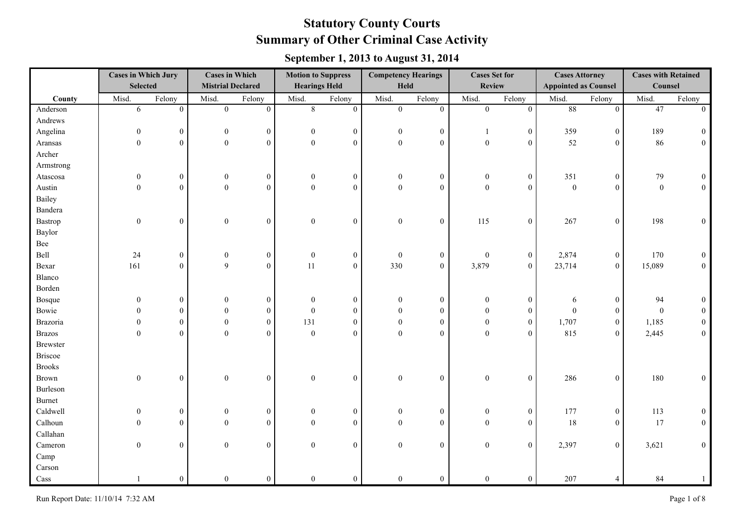# Statutory County Courts

# Summary of Other Criminal Case Activity

## September 1, 2013 to August 31, 2014

| | Cases in Which Jury Selected | | Cases in Which Mistrial Declared | | Motion to Suppress Hearings Held | | Competency Hearings Held | | Cases Set for Review | | Cases Attorney Appointed as Counsel | | Cases with Retained Counsel | |
|---|---|---|---|---|---|---|---|---|---|---|---|---|---|---|
| County | Misd. | Felony | Misd. | Felony | Misd. | Felony | Misd. | Felony | Misd. | Felony | Misd. | Felony | Misd. | Felony |
| Anderson | 6 | 0 | 0 | 0 | 8 | 0 | 0 | 0 | 0 | 0 | 88 | 0 | 47 | 0 |
| Andrews | | | | | | | | | | | | | | |
| Angelina | 0 | 0 | 0 | 0 | 0 | 0 | 0 | 0 | 1 | 0 | 359 | 0 | 189 | 0 |
| Aransas | 0 | 0 | 0 | 0 | 0 | 0 | 0 | 0 | 0 | 0 | 52 | 0 | 86 | 0 |
| Archer | | | | | | | | | | | | | | |
| Armstrong | | | | | | | | | | | | | | |
| Atascosa | 0 | 0 | 0 | 0 | 0 | 0 | 0 | 0 | 0 | 0 | 351 | 0 | 79 | 0 |
| Austin | 0 | 0 | 0 | 0 | 0 | 0 | 0 | 0 | 0 | 0 | 0 | 0 | 0 | 0 |
| Bailey | | | | | | | | | | | | | | |
| Bandera | | | | | | | | | | | | | | |
| Bastrop | 0 | 0 | 0 | 0 | 0 | 0 | 0 | 0 | 115 | 0 | 267 | 0 | 198 | 0 |
| Baylor | | | | | | | | | | | | | | |
| Bee | | | | | | | | | | | | | | |
| Bell | 24 | 0 | 0 | 0 | 0 | 0 | 0 | 0 | 0 | 0 | 2,874 | 0 | 170 | 0 |
| Bexar | 161 | 0 | 9 | 0 | 11 | 0 | 330 | 0 | 3,879 | 0 | 23,714 | 0 | 15,089 | 0 |
| Blanco | | | | | | | | | | | | | | |
| Borden | | | | | | | | | | | | | | |
| Bosque | 0 | 0 | 0 | 0 | 0 | 0 | 0 | 0 | 0 | 0 | 6 | 0 | 94 | 0 |
| Bowie | 0 | 0 | 0 | 0 | 0 | 0 | 0 | 0 | 0 | 0 | 0 | 0 | 0 | 0 |
| Brazoria | 0 | 0 | 0 | 0 | 131 | 0 | 0 | 0 | 0 | 0 | 1,707 | 0 | 1,185 | 0 |
| Brazos | 0 | 0 | 0 | 0 | 0 | 0 | 0 | 0 | 0 | 0 | 815 | 0 | 2,445 | 0 |
| Brewster | | | | | | | | | | | | | | |
| Briscoe | | | | | | | | | | | | | | |
| Brooks | | | | | | | | | | | | | | |
| Brown | 0 | 0 | 0 | 0 | 0 | 0 | 0 | 0 | 0 | 0 | 286 | 0 | 180 | 0 |
| Burleson | | | | | | | | | | | | | | |
| Burnet | | | | | | | | | | | | | | |
| Caldwell | 0 | 0 | 0 | 0 | 0 | 0 | 0 | 0 | 0 | 0 | 177 | 0 | 113 | 0 |
| Calhoun | 0 | 0 | 0 | 0 | 0 | 0 | 0 | 0 | 0 | 0 | 18 | 0 | 17 | 0 |
| Callahan | | | | | | | | | | | | | | |
| Cameron | 0 | 0 | 0 | 0 | 0 | 0 | 0 | 0 | 0 | 0 | 2,397 | 0 | 3,621 | 0 |
| Camp | | | | | | | | | | | | | | |
| Carson | | | | | | | | | | | | | | |
| Cass | 1 | 0 | 0 | 0 | 0 | 0 | 0 | 0 | 0 | 0 | 207 | 4 | 84 | 1 |

Run Report Date: 11/10/14 7:32 AM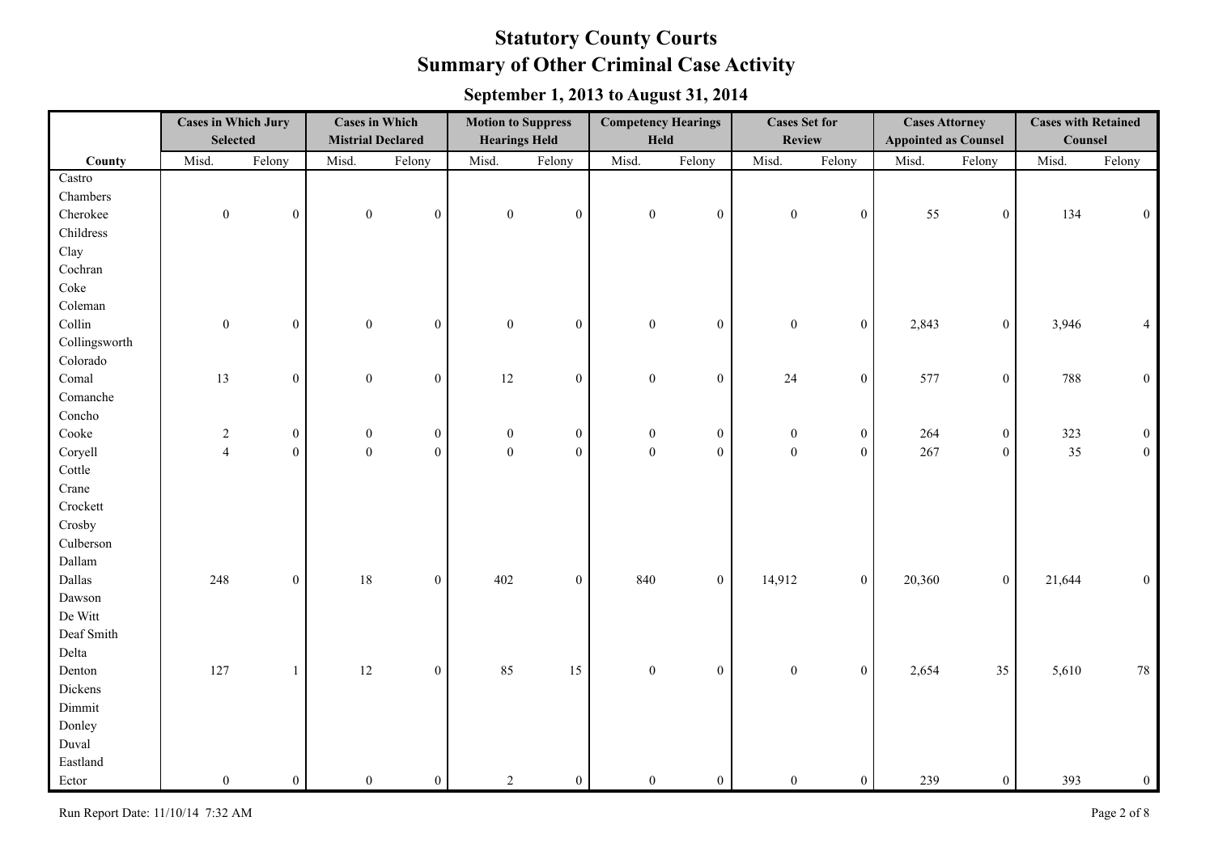# Statutory County Courts
# Summary of Other Criminal Case Activity

### September 1, 2013 to August 31, 2014

| | Cases in Which Jury Selected | | Cases in Which Mistrial Declared | | Motion to Suppress Hearings Held | | Competency Hearings Held | | Cases Set for Review | | Cases Attorney Appointed as Counsel | | Cases with Retained Counsel | |
|---|---|---|---|---|---|---|---|---|---|---|---|---|---|---|
| **County** | Misd. | Felony | Misd. | Felony | Misd. | Felony | Misd. | Felony | Misd. | Felony | Misd. | Felony | Misd. | Felony |
| Castro | | | | | | | | | | | | | | |
| Chambers | | | | | | | | | | | | | | |
| Cherokee | 0 | 0 | 0 | 0 | 0 | 0 | 0 | 0 | 0 | 0 | 55 | 0 | 134 | 0 |
| Childress | | | | | | | | | | | | | | |
| Clay | | | | | | | | | | | | | | |
| Cochran | | | | | | | | | | | | | | |
| Coke | | | | | | | | | | | | | | |
| Coleman | | | | | | | | | | | | | | |
| Collin | 0 | 0 | 0 | 0 | 0 | 0 | 0 | 0 | 0 | 0 | 2,843 | 0 | 3,946 | 4 |
| Collingsworth | | | | | | | | | | | | | | |
| Colorado | | | | | | | | | | | | | | |
| Comal | 13 | 0 | 0 | 0 | 12 | 0 | 0 | 0 | 24 | 0 | 577 | 0 | 788 | 0 |
| Comanche | | | | | | | | | | | | | | |
| Concho | | | | | | | | | | | | | | |
| Cooke | 2 | 0 | 0 | 0 | 0 | 0 | 0 | 0 | 0 | 0 | 264 | 0 | 323 | 0 |
| Coryell | 4 | 0 | 0 | 0 | 0 | 0 | 0 | 0 | 0 | 0 | 267 | 0 | 35 | 0 |
| Cottle | | | | | | | | | | | | | | |
| Crane | | | | | | | | | | | | | | |
| Crockett | | | | | | | | | | | | | | |
| Crosby | | | | | | | | | | | | | | |
| Culberson | | | | | | | | | | | | | | |
| Dallam | | | | | | | | | | | | | | |
| Dallas | 248 | 0 | 18 | 0 | 402 | 0 | 840 | 0 | 14,912 | 0 | 20,360 | 0 | 21,644 | 0 |
| Dawson | | | | | | | | | | | | | | |
| De Witt | | | | | | | | | | | | | | |
| Deaf Smith | | | | | | | | | | | | | | |
| Delta | | | | | | | | | | | | | | |
| Denton | 127 | 1 | 12 | 0 | 85 | 15 | 0 | 0 | 0 | 0 | 2,654 | 35 | 5,610 | 78 |
| Dickens | | | | | | | | | | | | | | |
| Dimmit | | | | | | | | | | | | | | |
| Donley | | | | | | | | | | | | | | |
| Duval | | | | | | | | | | | | | | |
| Eastland | | | | | | | | | | | | | | |
| Ector | 0 | 0 | 0 | 0 | 2 | 0 | 0 | 0 | 0 | 0 | 239 | 0 | 393 | 0 |

Run Report Date: 11/10/14 7:32 AM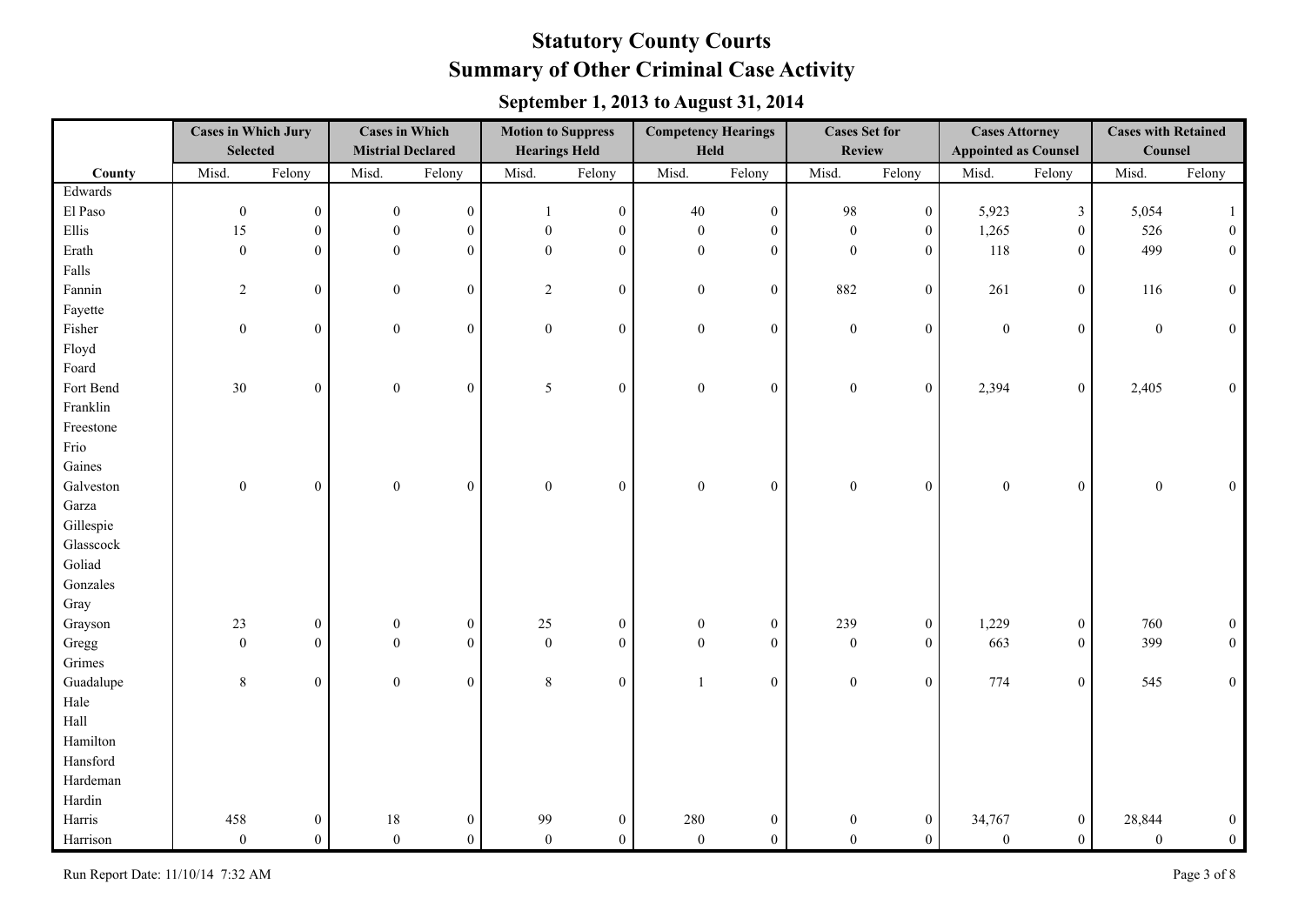# Statutory County Courts
## Summary of Other Criminal Case Activity
### September 1, 2013 to August 31, 2014

| | Cases in Which Jury Selected | | Cases in Which Mistrial Declared | | Motion to Suppress Hearings Held | | Competency Hearings Held | | Cases Set for Review | | Cases Attorney Appointed as Counsel | | Cases with Retained Counsel | |
|---|---|---|---|---|---|---|---|---|---|---|---|---|---|---|
| **County** | Misd. | Felony | Misd. | Felony | Misd. | Felony | Misd. | Felony | Misd. | Felony | Misd. | Felony | Misd. | Felony |
| Edwards | | | | | | | | | | | | | | |
| El Paso | 0 | 0 | 0 | 0 | 1 | 0 | 40 | 0 | 98 | 0 | 5,923 | 3 | 5,054 | 1 |
| Ellis | 15 | 0 | 0 | 0 | 0 | 0 | 0 | 0 | 0 | 0 | 1,265 | 0 | 526 | 0 |
| Erath | 0 | 0 | 0 | 0 | 0 | 0 | 0 | 0 | 0 | 0 | 118 | 0 | 499 | 0 |
| Falls | | | | | | | | | | | | | | |
| Fannin | 2 | 0 | 0 | 0 | 2 | 0 | 0 | 0 | 882 | 0 | 261 | 0 | 116 | 0 |
| Fayette | | | | | | | | | | | | | | |
| Fisher | 0 | 0 | 0 | 0 | 0 | 0 | 0 | 0 | 0 | 0 | 0 | 0 | 0 | 0 |
| Floyd | | | | | | | | | | | | | | |
| Foard | | | | | | | | | | | | | | |
| Fort Bend | 30 | 0 | 0 | 0 | 5 | 0 | 0 | 0 | 0 | 0 | 2,394 | 0 | 2,405 | 0 |
| Franklin | | | | | | | | | | | | | | |
| Freestone | | | | | | | | | | | | | | |
| Frio | | | | | | | | | | | | | | |
| Gaines | | | | | | | | | | | | | | |
| Galveston | 0 | 0 | 0 | 0 | 0 | 0 | 0 | 0 | 0 | 0 | 0 | 0 | 0 | 0 |
| Garza | | | | | | | | | | | | | | |
| Gillespie | | | | | | | | | | | | | | |
| Glasscock | | | | | | | | | | | | | | |
| Goliad | | | | | | | | | | | | | | |
| Gonzales | | | | | | | | | | | | | | |
| Gray | | | | | | | | | | | | | | |
| Grayson | 23 | 0 | 0 | 0 | 25 | 0 | 0 | 0 | 239 | 0 | 1,229 | 0 | 760 | 0 |
| Gregg | 0 | 0 | 0 | 0 | 0 | 0 | 0 | 0 | 0 | 0 | 663 | 0 | 399 | 0 |
| Grimes | | | | | | | | | | | | | | |
| Guadalupe | 8 | 0 | 0 | 0 | 8 | 0 | 1 | 0 | 0 | 0 | 774 | 0 | 545 | 0 |
| Hale | | | | | | | | | | | | | | |
| Hall | | | | | | | | | | | | | | |
| Hamilton | | | | | | | | | | | | | | |
| Hansford | | | | | | | | | | | | | | |
| Hardeman | | | | | | | | | | | | | | |
| Hardin | | | | | | | | | | | | | | |
| Harris | 458 | 0 | 18 | 0 | 99 | 0 | 280 | 0 | 0 | 0 | 34,767 | 0 | 28,844 | 0 |
| Harrison | 0 | 0 | 0 | 0 | 0 | 0 | 0 | 0 | 0 | 0 | 0 | 0 | 0 | 0 |

Run Report Date: 11/10/14 7:32 AM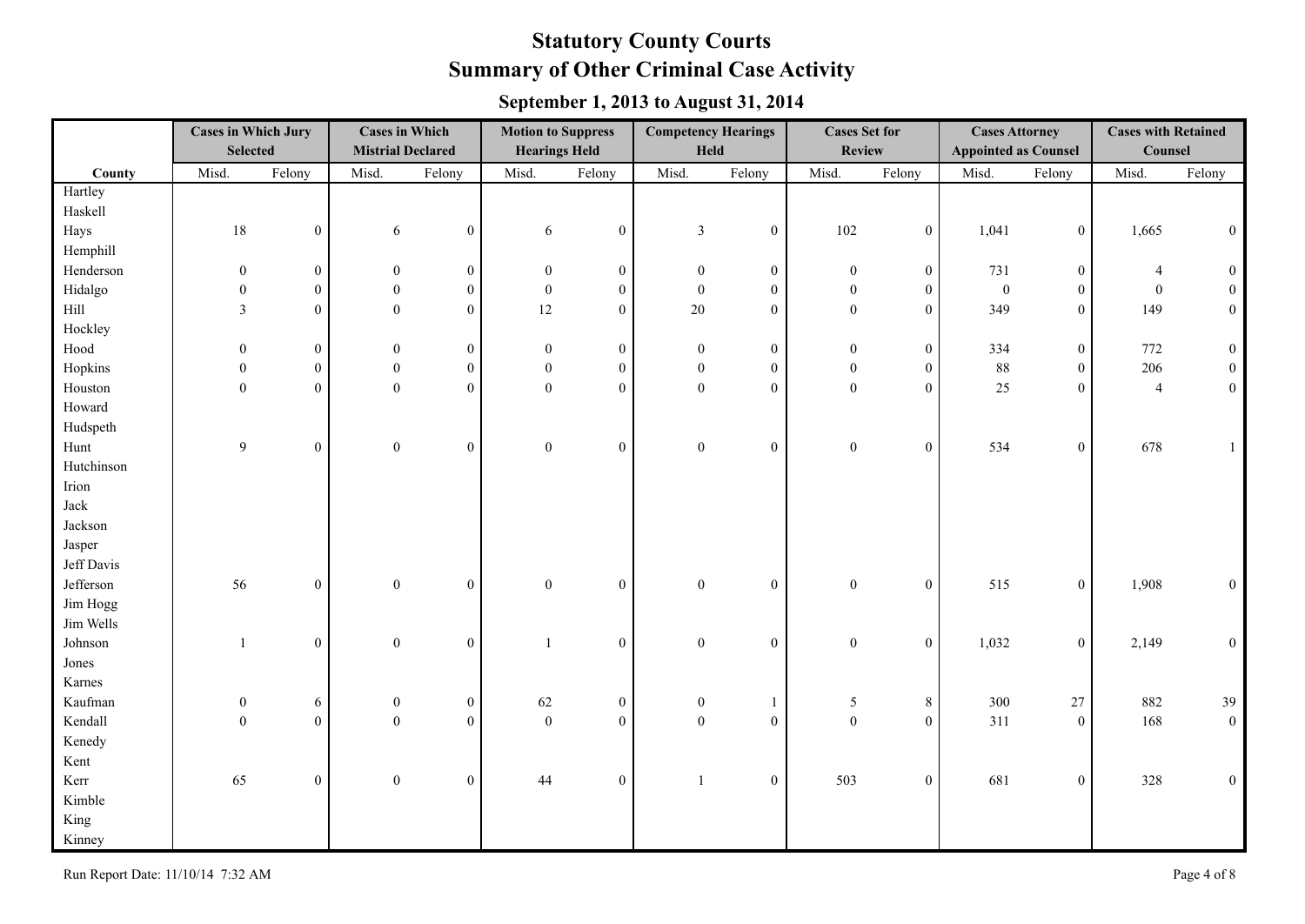# Statutory County Courts

## Summary of Other Criminal Case Activity

### September 1, 2013 to August 31, 2014

| County | Cases in Which Jury Selected | | Cases in Which Mistrial Declared | | Motion to Suppress Hearings Held | | Competency Hearings Held | | Cases Set for Review | | Cases Attorney Appointed as Counsel | | Cases with Retained Counsel | |
|---|---|---|---|---|---|---|---|---|---|---|---|---|---|---|
| | Misd. | Felony | Misd. | Felony | Misd. | Felony | Misd. | Felony | Misd. | Felony | Misd. | Felony | Misd. | Felony |
| Hartley | | | | | | | | | | | | | | |
| Haskell | | | | | | | | | | | | | | |
| Hays | 18 | 0 | 6 | 0 | 6 | 0 | 3 | 0 | 102 | 0 | 1,041 | 0 | 1,665 | 0 |
| Hemphill | | | | | | | | | | | | | | |
| Henderson | 0 | 0 | 0 | 0 | 0 | 0 | 0 | 0 | 0 | 0 | 731 | 0 | 4 | 0 |
| Hidalgo | 0 | 0 | 0 | 0 | 0 | 0 | 0 | 0 | 0 | 0 | 0 | 0 | 0 | 0 |
| Hill | 3 | 0 | 0 | 0 | 12 | 0 | 20 | 0 | 0 | 0 | 349 | 0 | 149 | 0 |
| Hockley | | | | | | | | | | | | | | |
| Hood | 0 | 0 | 0 | 0 | 0 | 0 | 0 | 0 | 0 | 0 | 334 | 0 | 772 | 0 |
| Hopkins | 0 | 0 | 0 | 0 | 0 | 0 | 0 | 0 | 0 | 0 | 88 | 0 | 206 | 0 |
| Houston | 0 | 0 | 0 | 0 | 0 | 0 | 0 | 0 | 0 | 0 | 25 | 0 | 4 | 0 |
| Howard | | | | | | | | | | | | | | |
| Hudspeth | | | | | | | | | | | | | | |
| Hunt | 9 | 0 | 0 | 0 | 0 | 0 | 0 | 0 | 0 | 0 | 534 | 0 | 678 | 1 |
| Hutchinson | | | | | | | | | | | | | | |
| Irion | | | | | | | | | | | | | | |
| Jack | | | | | | | | | | | | | | |
| Jackson | | | | | | | | | | | | | | |
| Jasper | | | | | | | | | | | | | | |
| Jeff Davis | | | | | | | | | | | | | | |
| Jefferson | 56 | 0 | 0 | 0 | 0 | 0 | 0 | 0 | 0 | 0 | 515 | 0 | 1,908 | 0 |
| Jim Hogg | | | | | | | | | | | | | | |
| Jim Wells | | | | | | | | | | | | | | |
| Johnson | 1 | 0 | 0 | 0 | 1 | 0 | 0 | 0 | 0 | 0 | 1,032 | 0 | 2,149 | 0 |
| Jones | | | | | | | | | | | | | | |
| Karnes | | | | | | | | | | | | | | |
| Kaufman | 0 | 6 | 0 | 0 | 62 | 0 | 0 | 1 | 5 | 8 | 300 | 27 | 882 | 39 |
| Kendall | 0 | 0 | 0 | 0 | 0 | 0 | 0 | 0 | 0 | 0 | 311 | 0 | 168 | 0 |
| Kenedy | | | | | | | | | | | | | | |
| Kent | | | | | | | | | | | | | | |
| Kerr | 65 | 0 | 0 | 0 | 44 | 0 | 1 | 0 | 503 | 0 | 681 | 0 | 328 | 0 |
| Kimble | | | | | | | | | | | | | | |
| King | | | | | | | | | | | | | | |
| Kinney | | | | | | | | | | | | | | |

Run Report Date: 11/10/14 7:32 AM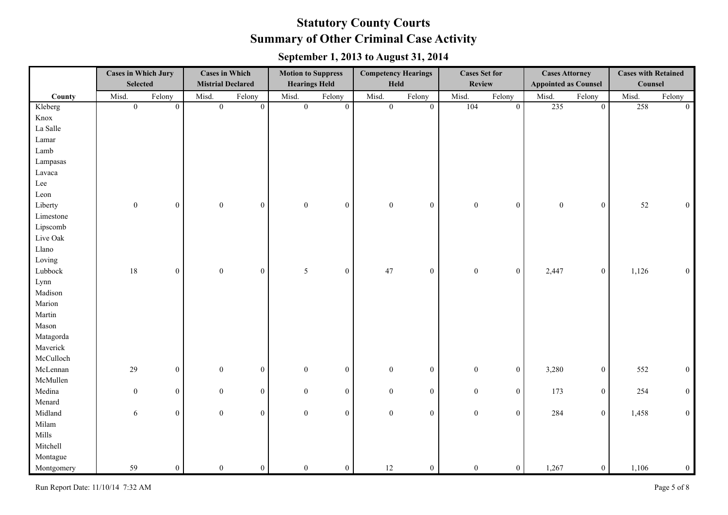# Statutory County Courts
## Summary of Other Criminal Case Activity
### September 1, 2013 to August 31, 2014

| | Cases in Which Jury Selected | | Cases in Which Mistrial Declared | | Motion to Suppress Hearings Held | | Competency Hearings Held | | Cases Set for Review | | Cases Attorney Appointed as Counsel | | Cases with Retained Counsel | |
|---|---|---|---|---|---|---|---|---|---|---|---|---|---|---|
| **County** | Misd. | Felony | Misd. | Felony | Misd. | Felony | Misd. | Felony | Misd. | Felony | Misd. | Felony | Misd. | Felony |
| Kleberg | 0 | 0 | 0 | 0 | 0 | 0 | 0 | 0 | 104 | 0 | 235 | 0 | 258 | 0 |
| Knox | | | | | | | | | | | | | | |
| La Salle | | | | | | | | | | | | | | |
| Lamar | | | | | | | | | | | | | | |
| Lamb | | | | | | | | | | | | | | |
| Lampasas | | | | | | | | | | | | | | |
| Lavaca | | | | | | | | | | | | | | |
| Lee | | | | | | | | | | | | | | |
| Leon | | | | | | | | | | | | | | |
| Liberty | 0 | 0 | 0 | 0 | 0 | 0 | 0 | 0 | 0 | 0 | 0 | 0 | 52 | 0 |
| Limestone | | | | | | | | | | | | | | |
| Lipscomb | | | | | | | | | | | | | | |
| Live Oak | | | | | | | | | | | | | | |
| Llano | | | | | | | | | | | | | | |
| Loving | | | | | | | | | | | | | | |
| Lubbock | 18 | 0 | 0 | 0 | 5 | 0 | 47 | 0 | 0 | 0 | 2,447 | 0 | 1,126 | 0 |
| Lynn | | | | | | | | | | | | | | |
| Madison | | | | | | | | | | | | | | |
| Marion | | | | | | | | | | | | | | |
| Martin | | | | | | | | | | | | | | |
| Mason | | | | | | | | | | | | | | |
| Matagorda | | | | | | | | | | | | | | |
| Maverick | | | | | | | | | | | | | | |
| McCulloch | | | | | | | | | | | | | | |
| McLennan | 29 | 0 | 0 | 0 | 0 | 0 | 0 | 0 | 0 | 0 | 3,280 | 0 | 552 | 0 |
| McMullen | | | | | | | | | | | | | | |
| Medina | 0 | 0 | 0 | 0 | 0 | 0 | 0 | 0 | 0 | 0 | 173 | 0 | 254 | 0 |
| Menard | | | | | | | | | | | | | | |
| Midland | 6 | 0 | 0 | 0 | 0 | 0 | 0 | 0 | 0 | 0 | 284 | 0 | 1,458 | 0 |
| Milam | | | | | | | | | | | | | | |
| Mills | | | | | | | | | | | | | | |
| Mitchell | | | | | | | | | | | | | | |
| Montague | | | | | | | | | | | | | | |
| Montgomery | 59 | 0 | 0 | 0 | 0 | 0 | 12 | 0 | 0 | 0 | 1,267 | 0 | 1,106 | 0 |

Run Report Date: 11/10/14 7:32 AM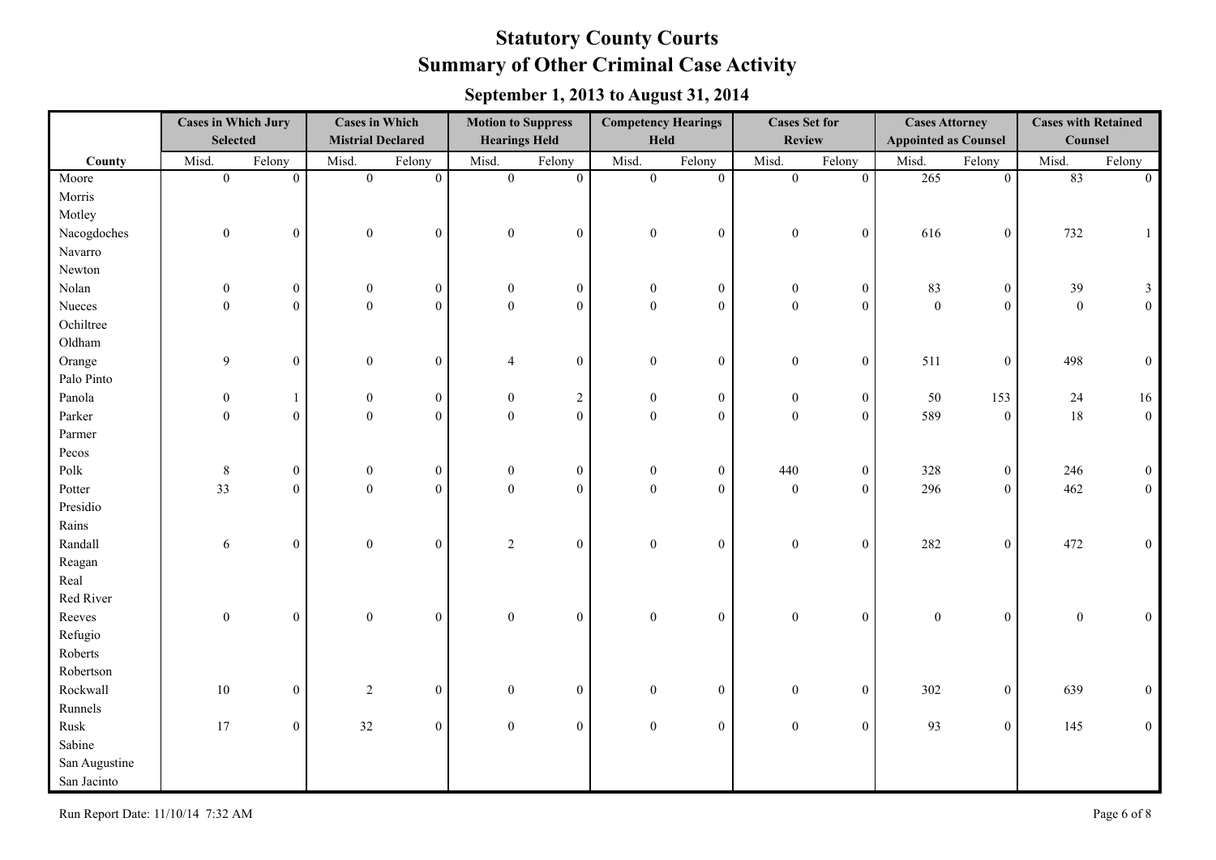# Statutory County Courts
# Summary of Other Criminal Case Activity

### September 1, 2013 to August 31, 2014

| | Cases in Which Jury Selected | | Cases in Which Mistrial Declared | | Motion to Suppress Hearings Held | | Competency Hearings Held | | Cases Set for Review | | Cases Attorney Appointed as Counsel | | Cases with Retained Counsel | |
|---|---|---|---|---|---|---|---|---|---|---|---|---|---|---|
| **County** | Misd. | Felony | Misd. | Felony | Misd. | Felony | Misd. | Felony | Misd. | Felony | Misd. | Felony | Misd. | Felony |
| Moore | 0 | 0 | 0 | 0 | 0 | 0 | 0 | 0 | 0 | 0 | 265 | 0 | 83 | 0 |
| Morris | | | | | | | | | | | | | | |
| Motley | | | | | | | | | | | | | | |
| Nacogdoches | 0 | 0 | 0 | 0 | 0 | 0 | 0 | 0 | 0 | 0 | 616 | 0 | 732 | 1 |
| Navarro | | | | | | | | | | | | | | |
| Newton | | | | | | | | | | | | | | |
| Nolan | 0 | 0 | 0 | 0 | 0 | 0 | 0 | 0 | 0 | 0 | 83 | 0 | 39 | 3 |
| Nueces | 0 | 0 | 0 | 0 | 0 | 0 | 0 | 0 | 0 | 0 | 0 | 0 | 0 | 0 |
| Ochiltree | | | | | | | | | | | | | | |
| Oldham | | | | | | | | | | | | | | |
| Orange | 9 | 0 | 0 | 0 | 4 | 0 | 0 | 0 | 0 | 0 | 511 | 0 | 498 | 0 |
| Palo Pinto | | | | | | | | | | | | | | |
| Panola | 0 | 1 | 0 | 0 | 0 | 2 | 0 | 0 | 0 | 0 | 50 | 153 | 24 | 16 |
| Parker | 0 | 0 | 0 | 0 | 0 | 0 | 0 | 0 | 0 | 0 | 589 | 0 | 18 | 0 |
| Parmer | | | | | | | | | | | | | | |
| Pecos | | | | | | | | | | | | | | |
| Polk | 8 | 0 | 0 | 0 | 0 | 0 | 0 | 0 | 440 | 0 | 328 | 0 | 246 | 0 |
| Potter | 33 | 0 | 0 | 0 | 0 | 0 | 0 | 0 | 0 | 0 | 296 | 0 | 462 | 0 |
| Presidio | | | | | | | | | | | | | | |
| Rains | | | | | | | | | | | | | | |
| Randall | 6 | 0 | 0 | 0 | 2 | 0 | 0 | 0 | 0 | 0 | 282 | 0 | 472 | 0 |
| Reagan | | | | | | | | | | | | | | |
| Real | | | | | | | | | | | | | | |
| Red River | | | | | | | | | | | | | | |
| Reeves | 0 | 0 | 0 | 0 | 0 | 0 | 0 | 0 | 0 | 0 | 0 | 0 | 0 | 0 |
| Refugio | | | | | | | | | | | | | | |
| Roberts | | | | | | | | | | | | | | |
| Robertson | | | | | | | | | | | | | | |
| Rockwall | 10 | 0 | 2 | 0 | 0 | 0 | 0 | 0 | 0 | 0 | 302 | 0 | 639 | 0 |
| Runnels | | | | | | | | | | | | | | |
| Rusk | 17 | 0 | 32 | 0 | 0 | 0 | 0 | 0 | 0 | 0 | 93 | 0 | 145 | 0 |
| Sabine | | | | | | | | | | | | | | |
| San Augustine | | | | | | | | | | | | | | |
| San Jacinto | | | | | | | | | | | | | | |

Run Report Date: 11/10/14 7:32 AM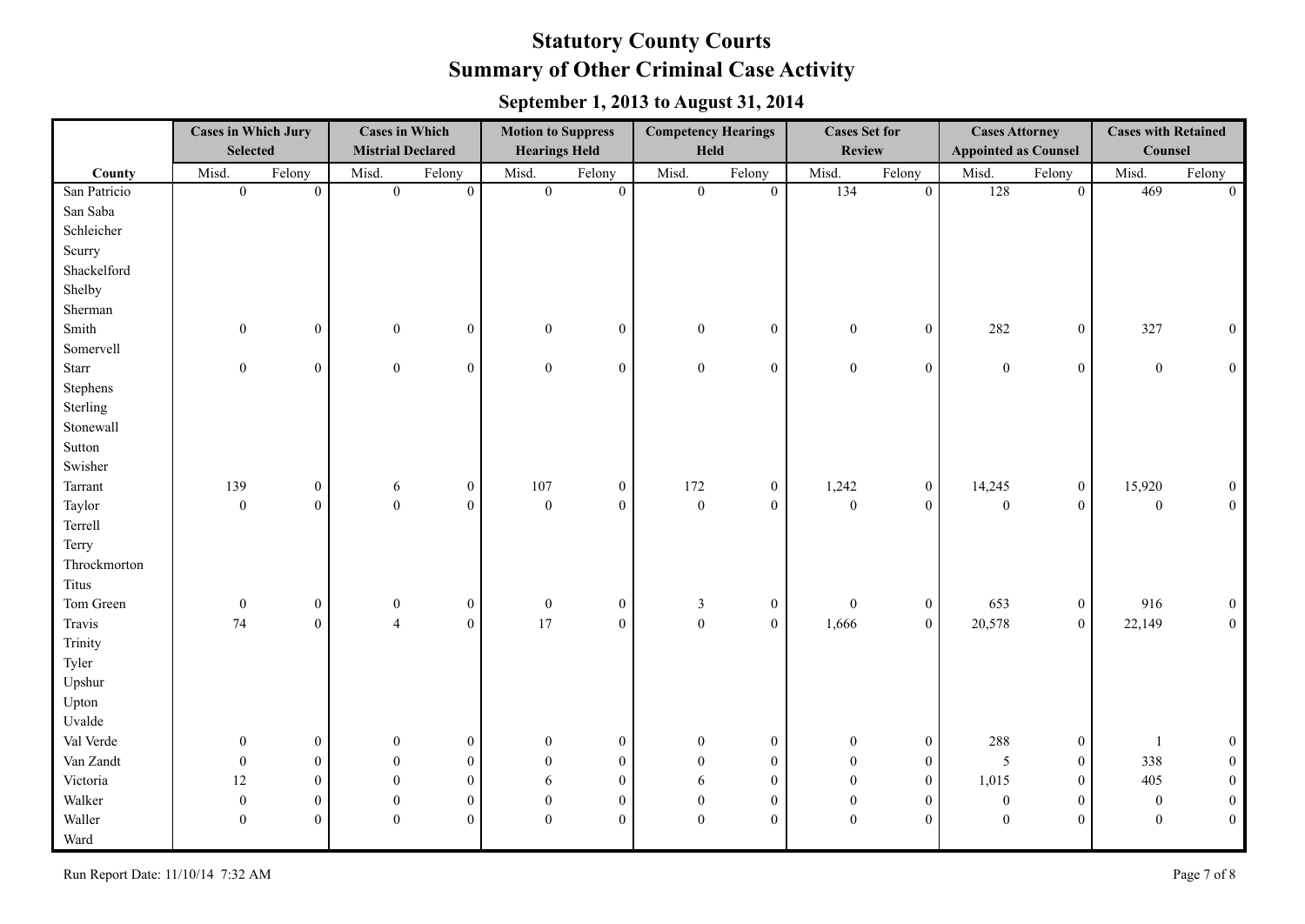# Statutory County Courts
## Summary of Other Criminal Case Activity
### September 1, 2013 to August 31, 2014

| | Cases in Which Jury Selected | | Cases in Which Mistrial Declared | | Motion to Suppress Hearings Held | | Competency Hearings Held | | Cases Set for Review | | Cases Attorney Appointed as Counsel | | Cases with Retained Counsel | |
|---|---|---|---|---|---|---|---|---|---|---|---|---|---|---|
| County | Misd. | Felony | Misd. | Felony | Misd. | Felony | Misd. | Felony | Misd. | Felony | Misd. | Felony | Misd. | Felony |
| San Patricio | 0 | 0 | 0 | 0 | 0 | 0 | 0 | 0 | 134 | 0 | 128 | 0 | 469 | 0 |
| San Saba | | | | | | | | | | | | | | |
| Schleicher | | | | | | | | | | | | | | |
| Scurry | | | | | | | | | | | | | | |
| Shackelford | | | | | | | | | | | | | | |
| Shelby | | | | | | | | | | | | | | |
| Sherman | | | | | | | | | | | | | | |
| Smith | 0 | 0 | 0 | 0 | 0 | 0 | 0 | 0 | 0 | 0 | 282 | 0 | 327 | 0 |
| Somervell | | | | | | | | | | | | | | |
| Starr | 0 | 0 | 0 | 0 | 0 | 0 | 0 | 0 | 0 | 0 | 0 | 0 | 0 | 0 |
| Stephens | | | | | | | | | | | | | | |
| Sterling | | | | | | | | | | | | | | |
| Stonewall | | | | | | | | | | | | | | |
| Sutton | | | | | | | | | | | | | | |
| Swisher | | | | | | | | | | | | | | |
| Tarrant | 139 | 0 | 6 | 0 | 107 | 0 | 172 | 0 | 1,242 | 0 | 14,245 | 0 | 15,920 | 0 |
| Taylor | 0 | 0 | 0 | 0 | 0 | 0 | 0 | 0 | 0 | 0 | 0 | 0 | 0 | 0 |
| Terrell | | | | | | | | | | | | | | |
| Terry | | | | | | | | | | | | | | |
| Throckmorton | | | | | | | | | | | | | | |
| Titus | | | | | | | | | | | | | | |
| Tom Green | 0 | 0 | 0 | 0 | 0 | 0 | 3 | 0 | 0 | 0 | 653 | 0 | 916 | 0 |
| Travis | 74 | 0 | 4 | 0 | 17 | 0 | 0 | 0 | 1,666 | 0 | 20,578 | 0 | 22,149 | 0 |
| Trinity | | | | | | | | | | | | | | |
| Tyler | | | | | | | | | | | | | | |
| Upshur | | | | | | | | | | | | | | |
| Upton | | | | | | | | | | | | | | |
| Uvalde | | | | | | | | | | | | | | |
| Val Verde | 0 | 0 | 0 | 0 | 0 | 0 | 0 | 0 | 0 | 0 | 288 | 0 | 1 | 0 |
| Van Zandt | 0 | 0 | 0 | 0 | 0 | 0 | 0 | 0 | 0 | 0 | 5 | 0 | 338 | 0 |
| Victoria | 12 | 0 | 0 | 0 | 6 | 0 | 6 | 0 | 0 | 0 | 1,015 | 0 | 405 | 0 |
| Walker | 0 | 0 | 0 | 0 | 0 | 0 | 0 | 0 | 0 | 0 | 0 | 0 | 0 | 0 |
| Waller | 0 | 0 | 0 | 0 | 0 | 0 | 0 | 0 | 0 | 0 | 0 | 0 | 0 | 0 |
| Ward | | | | | | | | | | | | | | |

Run Report Date: 11/10/14 7:32 AM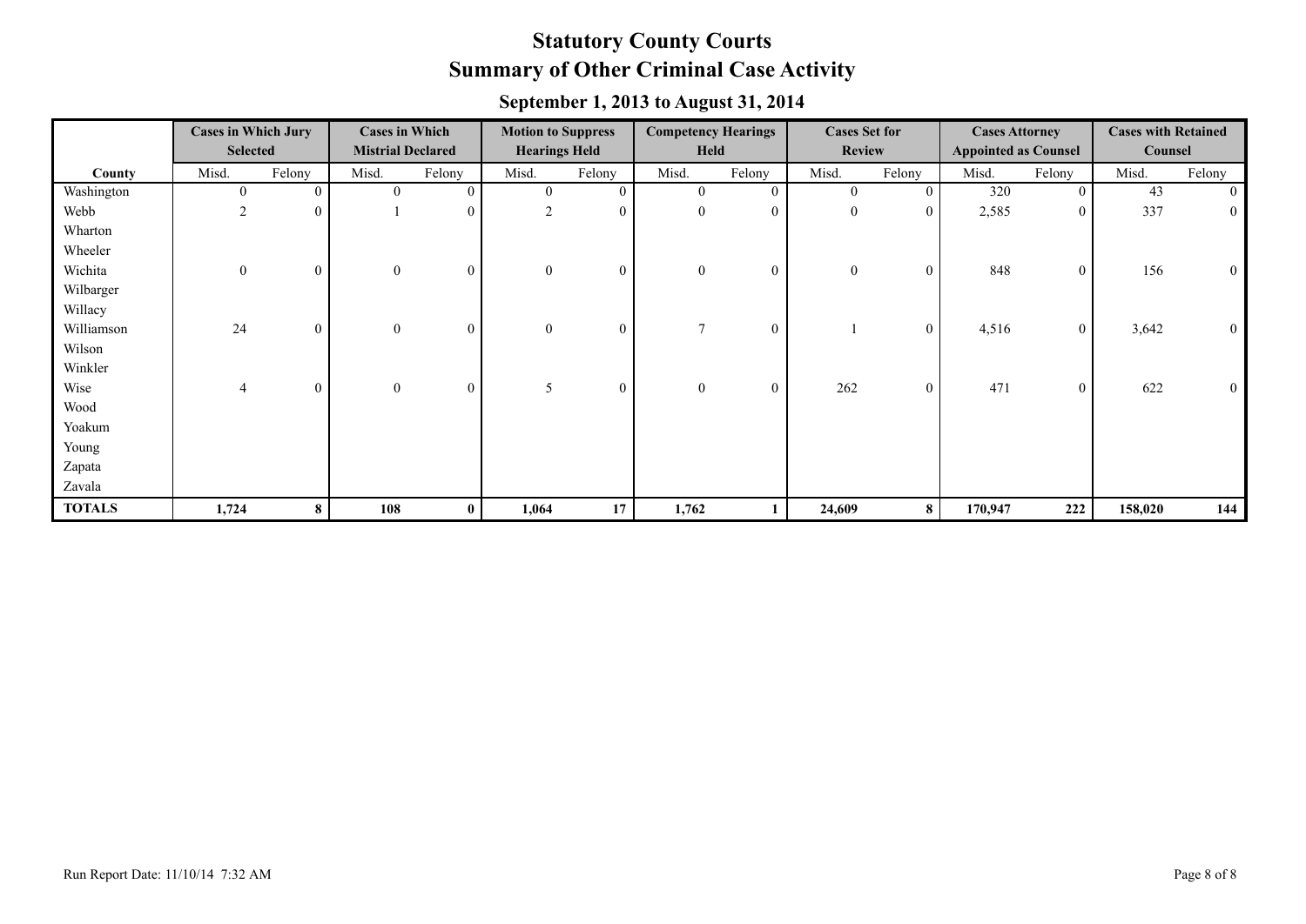# Statutory County Courts
# Summary of Other Criminal Case Activity

### September 1, 2013 to August 31, 2014

| | Cases in Which Jury Selected | | Cases in Which Mistrial Declared | | Motion to Suppress Hearings Held | | Competency Hearings Held | | Cases Set for Review | | Cases Attorney Appointed as Counsel | | Cases with Retained Counsel | |
|---|---|---|---|---|---|---|---|---|---|---|---|---|---|---|
| **County** | Misd. | Felony | Misd. | Felony | Misd. | Felony | Misd. | Felony | Misd. | Felony | Misd. | Felony | Misd. | Felony |
| Washington | 0 | 0 | 0 | 0 | 0 | 0 | 0 | 0 | 0 | 0 | 320 | 0 | 43 | 0 |
| Webb | 2 | 0 | 1 | 0 | 2 | 0 | 0 | 0 | 0 | 0 | 2,585 | 0 | 337 | 0 |
| Wharton | | | | | | | | | | | | | | |
| Wheeler | | | | | | | | | | | | | | |
| Wichita | 0 | 0 | 0 | 0 | 0 | 0 | 0 | 0 | 0 | 0 | 848 | 0 | 156 | 0 |
| Wilbarger | | | | | | | | | | | | | | |
| Willacy | | | | | | | | | | | | | | |
| Williamson | 24 | 0 | 0 | 0 | 0 | 0 | 7 | 0 | 1 | 0 | 4,516 | 0 | 3,642 | 0 |
| Wilson | | | | | | | | | | | | | | |
| Winkler | | | | | | | | | | | | | | |
| Wise | 4 | 0 | 0 | 0 | 5 | 0 | 0 | 0 | 262 | 0 | 471 | 0 | 622 | 0 |
| Wood | | | | | | | | | | | | | | |
| Yoakum | | | | | | | | | | | | | | |
| Young | | | | | | | | | | | | | | |
| Zapata | | | | | | | | | | | | | | |
| Zavala | | | | | | | | | | | | | | |
| **TOTALS** | **1,724** | **8** | **108** | **0** | **1,064** | **17** | **1,762** | **1** | **24,609** | **8** | **170,947** | **222** | **158,020** | **144** |

Run Report Date: 11/10/14 7:32 AM